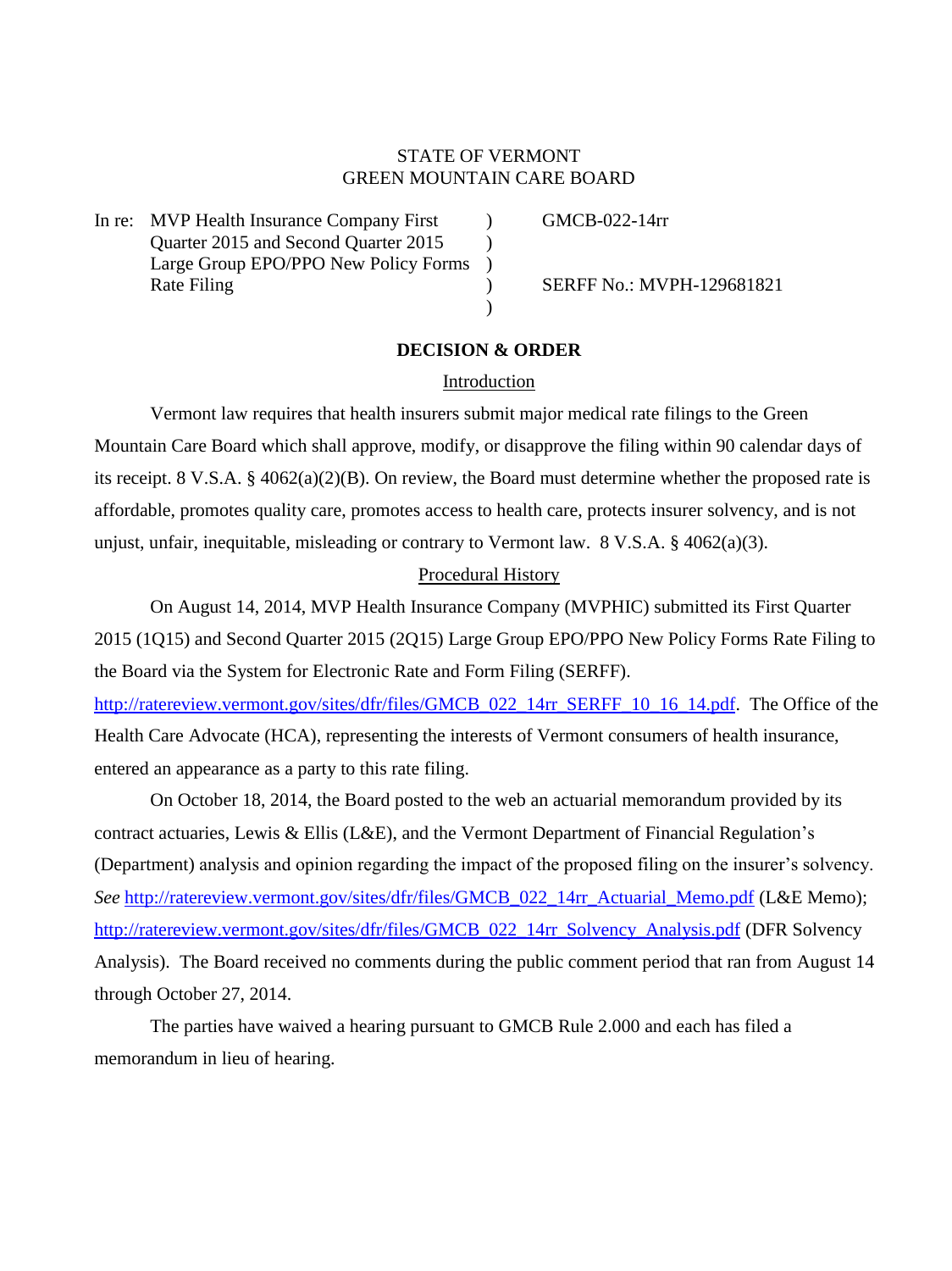STATE OF VERMONT
GREEN MOUNTAIN CARE BOARD

| | | |
|---|---|---|
| In re: MVP Health Insurance Company First Quarter 2015 and Second Quarter 2015 Large Group EPO/PPO New Policy Forms Rate Filing | ) ) ) ) ) | GMCB-022-14rr<br><br>SERFF No.: MVPH-129681821 |

## DECISION & ORDER

### Introduction

Vermont law requires that health insurers submit major medical rate filings to the Green Mountain Care Board which shall approve, modify, or disapprove the filing within 90 calendar days of its receipt. 8 V.S.A. § 4062(a)(2)(B). On review, the Board must determine whether the proposed rate is affordable, promotes quality care, promotes access to health care, protects insurer solvency, and is not unjust, unfair, inequitable, misleading or contrary to Vermont law. 8 V.S.A. § 4062(a)(3).

### Procedural History

On August 14, 2014, MVP Health Insurance Company (MVPHIC) submitted its First Quarter 2015 (1Q15) and Second Quarter 2015 (2Q15) Large Group EPO/PPO New Policy Forms Rate Filing to the Board via the System for Electronic Rate and Form Filing (SERFF). http://ratereview.vermont.gov/sites/dfr/files/GMCB_022_14rr_SERFF_10_16_14.pdf. The Office of the Health Care Advocate (HCA), representing the interests of Vermont consumers of health insurance, entered an appearance as a party to this rate filing.

On October 18, 2014, the Board posted to the web an actuarial memorandum provided by its contract actuaries, Lewis & Ellis (L&E), and the Vermont Department of Financial Regulation's (Department) analysis and opinion regarding the impact of the proposed filing on the insurer's solvency. *See* http://ratereview.vermont.gov/sites/dfr/files/GMCB_022_14rr_Actuarial_Memo.pdf (L&E Memo); http://ratereview.vermont.gov/sites/dfr/files/GMCB_022_14rr_Solvency_Analysis.pdf (DFR Solvency Analysis). The Board received no comments during the public comment period that ran from August 14 through October 27, 2014.

The parties have waived a hearing pursuant to GMCB Rule 2.000 and each has filed a memorandum in lieu of hearing.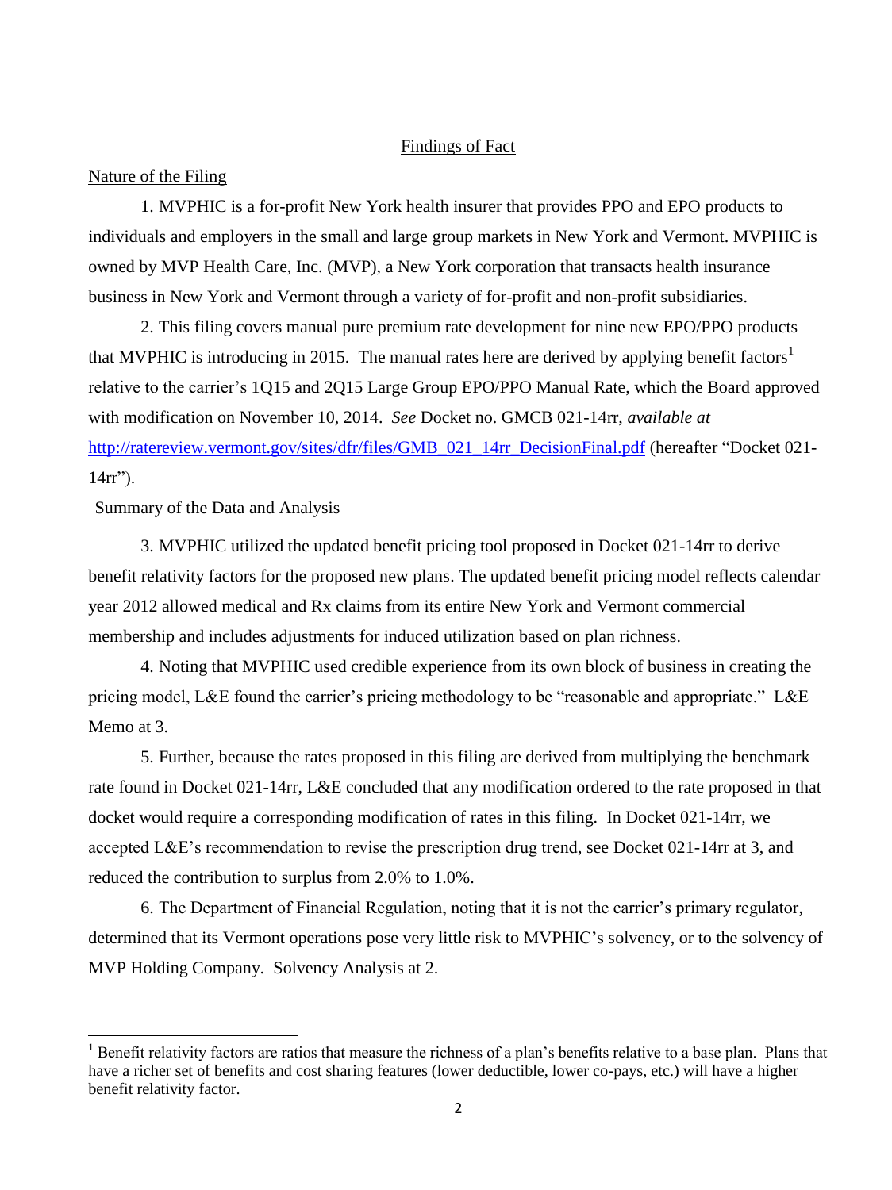## Findings of Fact

### Nature of the Filing

1. MVPHIC is a for-profit New York health insurer that provides PPO and EPO products to individuals and employers in the small and large group markets in New York and Vermont. MVPHIC is owned by MVP Health Care, Inc. (MVP), a New York corporation that transacts health insurance business in New York and Vermont through a variety of for-profit and non-profit subsidiaries.

2. This filing covers manual pure premium rate development for nine new EPO/PPO products that MVPHIC is introducing in 2015. The manual rates here are derived by applying benefit factors[1] relative to the carrier's 1Q15 and 2Q15 Large Group EPO/PPO Manual Rate, which the Board approved with modification on November 10, 2014. *See* Docket no. GMCB 021-14rr, *available at* http://ratereview.vermont.gov/sites/dfr/files/GMB_021_14rr_DecisionFinal.pdf (hereafter "Docket 021-14rr").

### Summary of the Data and Analysis

3. MVPHIC utilized the updated benefit pricing tool proposed in Docket 021-14rr to derive benefit relativity factors for the proposed new plans. The updated benefit pricing model reflects calendar year 2012 allowed medical and Rx claims from its entire New York and Vermont commercial membership and includes adjustments for induced utilization based on plan richness.

4. Noting that MVPHIC used credible experience from its own block of business in creating the pricing model, L&E found the carrier's pricing methodology to be "reasonable and appropriate." L&E Memo at 3.

5. Further, because the rates proposed in this filing are derived from multiplying the benchmark rate found in Docket 021-14rr, L&E concluded that any modification ordered to the rate proposed in that docket would require a corresponding modification of rates in this filing. In Docket 021-14rr, we accepted L&E's recommendation to revise the prescription drug trend, see Docket 021-14rr at 3, and reduced the contribution to surplus from 2.0% to 1.0%.

6. The Department of Financial Regulation, noting that it is not the carrier's primary regulator, determined that its Vermont operations pose very little risk to MVPHIC's solvency, or to the solvency of MVP Holding Company. Solvency Analysis at 2.

---

[1] Benefit relativity factors are ratios that measure the richness of a plan's benefits relative to a base plan. Plans that have a richer set of benefits and cost sharing features (lower deductible, lower co-pays, etc.) will have a higher benefit relativity factor.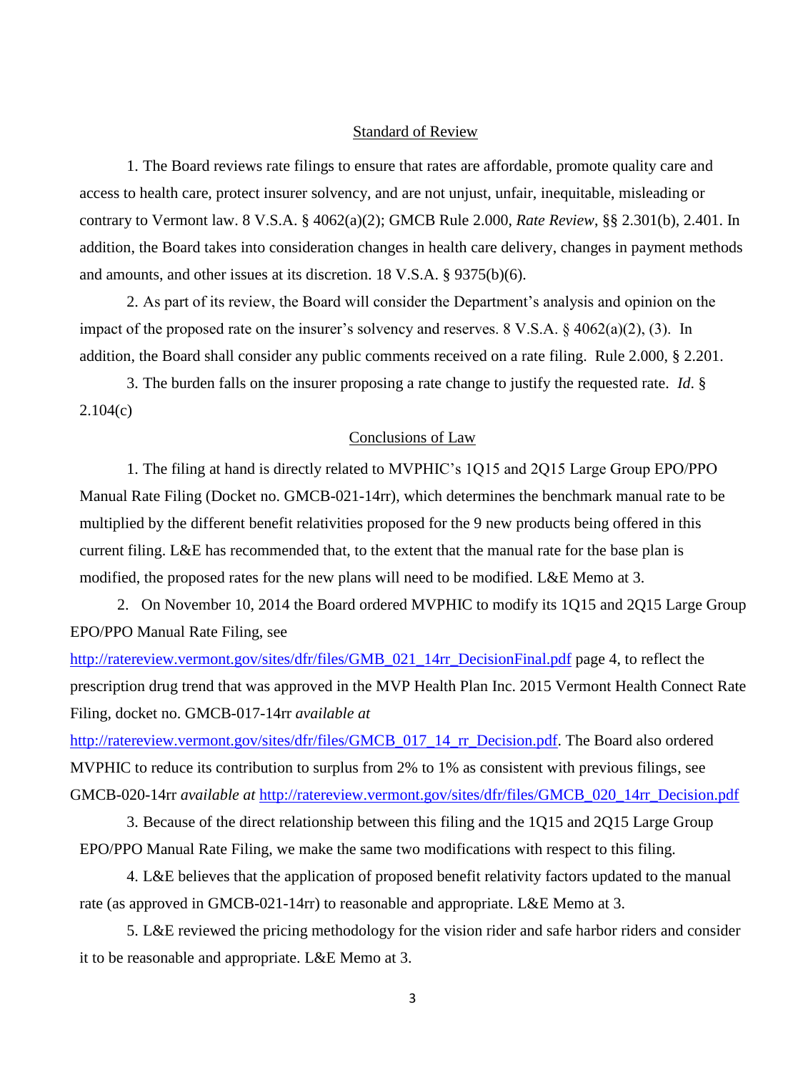## Standard of Review

1. The Board reviews rate filings to ensure that rates are affordable, promote quality care and access to health care, protect insurer solvency, and are not unjust, unfair, inequitable, misleading or contrary to Vermont law. 8 V.S.A. § 4062(a)(2); GMCB Rule 2.000, *Rate Review*, §§ 2.301(b), 2.401. In addition, the Board takes into consideration changes in health care delivery, changes in payment methods and amounts, and other issues at its discretion. 18 V.S.A. § 9375(b)(6).

2. As part of its review, the Board will consider the Department's analysis and opinion on the impact of the proposed rate on the insurer's solvency and reserves. 8 V.S.A. § 4062(a)(2), (3). In addition, the Board shall consider any public comments received on a rate filing. Rule 2.000, § 2.201.

3. The burden falls on the insurer proposing a rate change to justify the requested rate. *Id*. § 2.104(c)

## Conclusions of Law

1. The filing at hand is directly related to MVPHIC's 1Q15 and 2Q15 Large Group EPO/PPO Manual Rate Filing (Docket no. GMCB-021-14rr), which determines the benchmark manual rate to be multiplied by the different benefit relativities proposed for the 9 new products being offered in this current filing. L&E has recommended that, to the extent that the manual rate for the base plan is modified, the proposed rates for the new plans will need to be modified. L&E Memo at 3.

2. On November 10, 2014 the Board ordered MVPHIC to modify its 1Q15 and 2Q15 Large Group EPO/PPO Manual Rate Filing, see http://ratereview.vermont.gov/sites/dfr/files/GMB_021_14rr_DecisionFinal.pdf page 4, to reflect the prescription drug trend that was approved in the MVP Health Plan Inc. 2015 Vermont Health Connect Rate Filing, docket no. GMCB-017-14rr *available at* http://ratereview.vermont.gov/sites/dfr/files/GMCB_017_14_rr_Decision.pdf. The Board also ordered MVPHIC to reduce its contribution to surplus from 2% to 1% as consistent with previous filings, see GMCB-020-14rr *available at* http://ratereview.vermont.gov/sites/dfr/files/GMCB_020_14rr_Decision.pdf

3. Because of the direct relationship between this filing and the 1Q15 and 2Q15 Large Group EPO/PPO Manual Rate Filing, we make the same two modifications with respect to this filing.

4. L&E believes that the application of proposed benefit relativity factors updated to the manual rate (as approved in GMCB-021-14rr) to reasonable and appropriate. L&E Memo at 3.

5. L&E reviewed the pricing methodology for the vision rider and safe harbor riders and consider it to be reasonable and appropriate. L&E Memo at 3.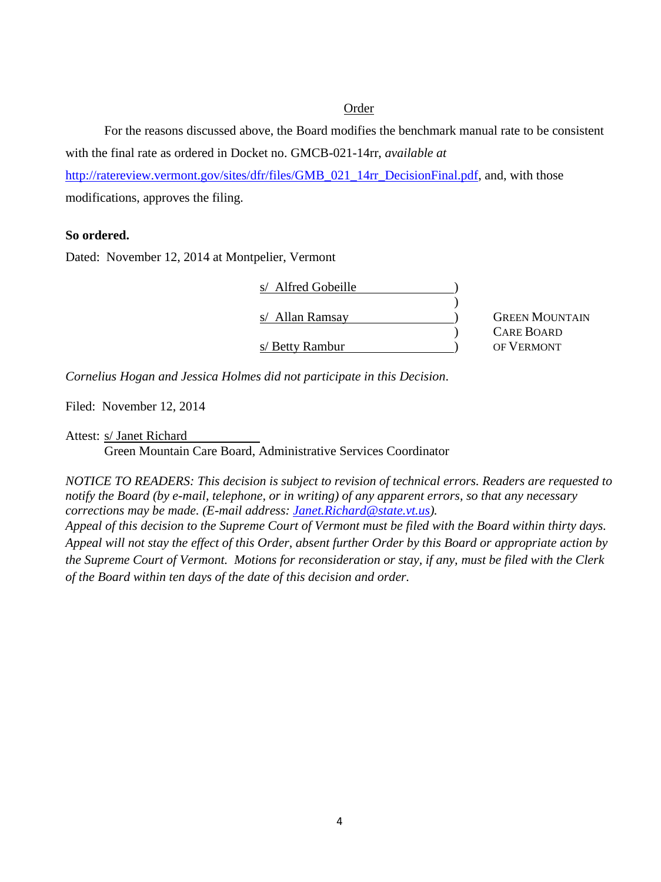## Order

For the reasons discussed above, the Board modifies the benchmark manual rate to be consistent with the final rate as ordered in Docket no. GMCB-021-14rr, *available at* http://ratereview.vermont.gov/sites/dfr/files/GMB_021_14rr_DecisionFinal.pdf, and, with those modifications, approves the filing.

**So ordered.**

Dated: November 12, 2014 at Montpelier, Vermont

| | | |
|---|---|---|
| s/ Alfred Gobeille | ) | |
| | ) | |
| s/ Allan Ramsay | ) | GREEN MOUNTAIN |
| | ) | CARE BOARD |
| s/ Betty Rambur | ) | OF VERMONT |

*Cornelius Hogan and Jessica Holmes did not participate in this Decision*.

Filed: November 12, 2014

Attest: s/ Janet Richard
Green Mountain Care Board, Administrative Services Coordinator

*NOTICE TO READERS: This decision is subject to revision of technical errors. Readers are requested to notify the Board (by e-mail, telephone, or in writing) of any apparent errors, so that any necessary corrections may be made. (E-mail address: Janet.Richard@state.vt.us).*
*Appeal of this decision to the Supreme Court of Vermont must be filed with the Board within thirty days. Appeal will not stay the effect of this Order, absent further Order by this Board or appropriate action by the Supreme Court of Vermont. Motions for reconsideration or stay, if any, must be filed with the Clerk of the Board within ten days of the date of this decision and order.*